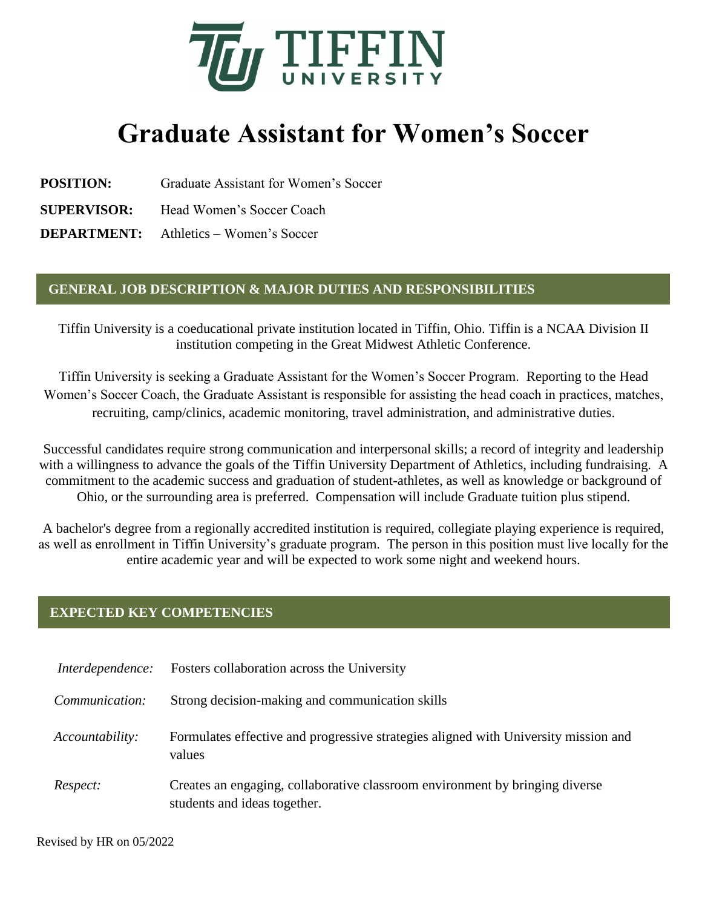TIFFIN UNIVERSITY

# Graduate Assistant for Women's Soccer

**POSITION:** Graduate Assistant for Women's Soccer

**SUPERVISOR:** Head Women's Soccer Coach

**DEPARTMENT:** Athletics – Women's Soccer

## GENERAL JOB DESCRIPTION & MAJOR DUTIES AND RESPONSIBILITIES

Tiffin University is a coeducational private institution located in Tiffin, Ohio. Tiffin is a NCAA Division II institution competing in the Great Midwest Athletic Conference.

Tiffin University is seeking a Graduate Assistant for the Women's Soccer Program. Reporting to the Head Women's Soccer Coach, the Graduate Assistant is responsible for assisting the head coach in practices, matches, recruiting, camp/clinics, academic monitoring, travel administration, and administrative duties.

Successful candidates require strong communication and interpersonal skills; a record of integrity and leadership with a willingness to advance the goals of the Tiffin University Department of Athletics, including fundraising. A commitment to the academic success and graduation of student-athletes, as well as knowledge or background of Ohio, or the surrounding area is preferred. Compensation will include Graduate tuition plus stipend.

A bachelor's degree from a regionally accredited institution is required, collegiate playing experience is required, as well as enrollment in Tiffin University's graduate program. The person in this position must live locally for the entire academic year and will be expected to work some night and weekend hours.

## EXPECTED KEY COMPETENCIES

| | |
|---|---|
| *Interdependence:* | Fosters collaboration across the University |
| *Communication:* | Strong decision-making and communication skills |
| *Accountability:* | Formulates effective and progressive strategies aligned with University mission and values |
| *Respect:* | Creates an engaging, collaborative classroom environment by bringing diverse students and ideas together. |

Revised by HR on 05/2022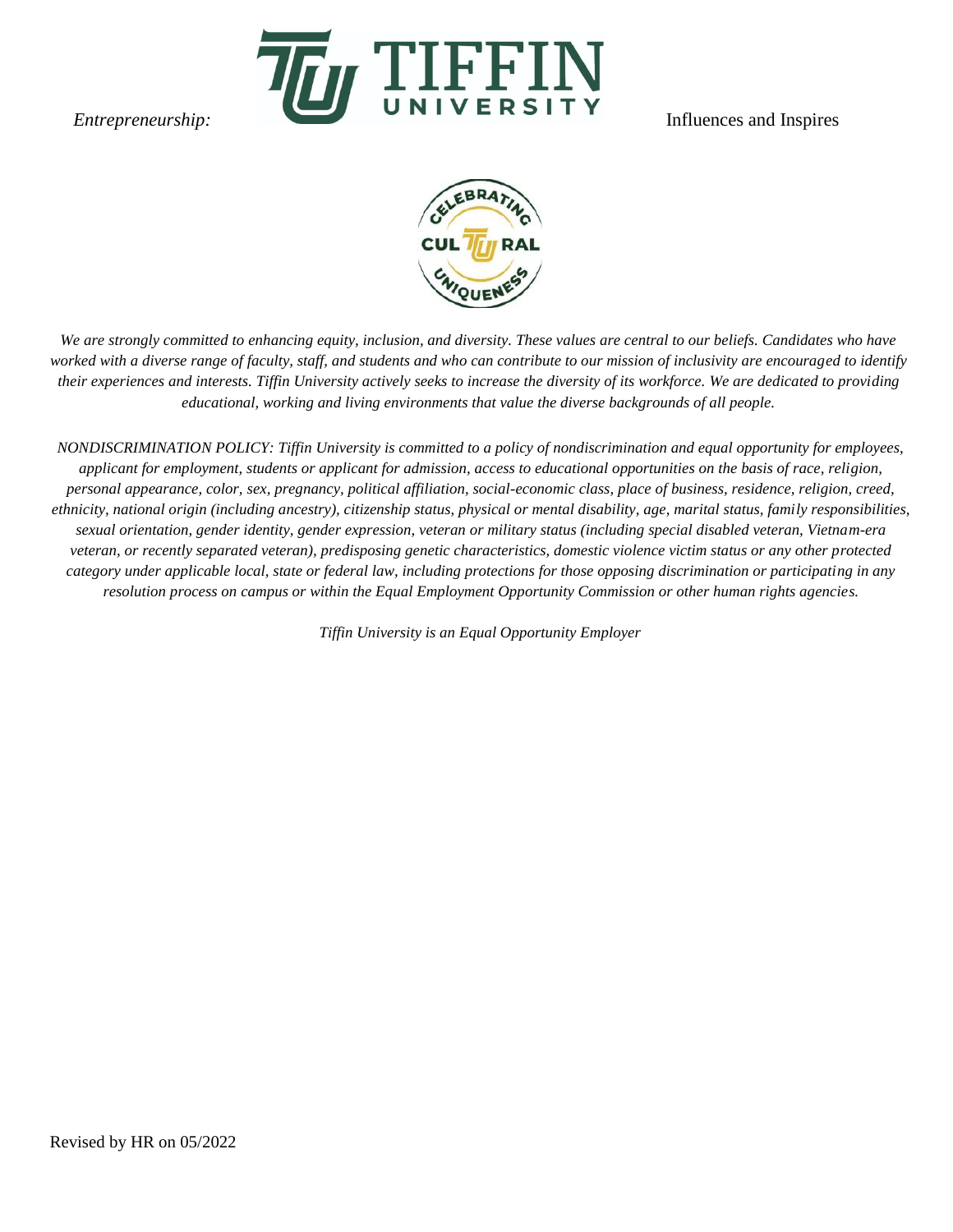*Entrepreneurship:* Influences and Inspires

*We are strongly committed to enhancing equity, inclusion, and diversity. These values are central to our beliefs. Candidates who have worked with a diverse range of faculty, staff, and students and who can contribute to our mission of inclusivity are encouraged to identify their experiences and interests. Tiffin University actively seeks to increase the diversity of its workforce. We are dedicated to providing educational, working and living environments that value the diverse backgrounds of all people.*

*NONDISCRIMINATION POLICY: Tiffin University is committed to a policy of nondiscrimination and equal opportunity for employees, applicant for employment, students or applicant for admission, access to educational opportunities on the basis of race, religion, personal appearance, color, sex, pregnancy, political affiliation, social-economic class, place of business, residence, religion, creed, ethnicity, national origin (including ancestry), citizenship status, physical or mental disability, age, marital status, family responsibilities, sexual orientation, gender identity, gender expression, veteran or military status (including special disabled veteran, Vietnam-era veteran, or recently separated veteran), predisposing genetic characteristics, domestic violence victim status or any other protected category under applicable local, state or federal law, including protections for those opposing discrimination or participating in any resolution process on campus or within the Equal Employment Opportunity Commission or other human rights agencies.*

*Tiffin University is an Equal Opportunity Employer*

Revised by HR on 05/2022